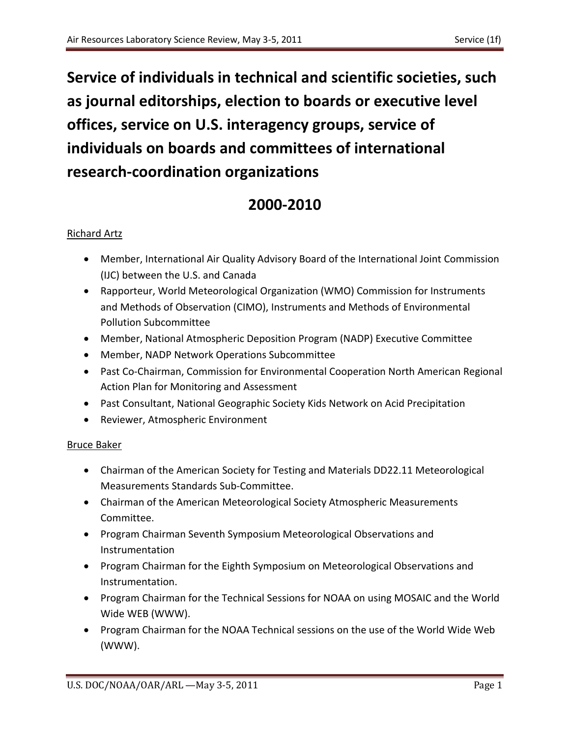# Service of individuals in technical and scientific societies, such as journal editorships, election to boards or executive level offices, service on U.S. interagency groups, service of individuals on boards and committees of international research-coordination organizations

## 2000-2010

Richard Artz

- Member, International Air Quality Advisory Board of the International Joint Commission (IJC) between the U.S. and Canada
- Rapporteur, World Meteorological Organization (WMO) Commission for Instruments and Methods of Observation (CIMO), Instruments and Methods of Environmental Pollution Subcommittee
- Member, National Atmospheric Deposition Program (NADP) Executive Committee
- Member, NADP Network Operations Subcommittee
- Past Co-Chairman, Commission for Environmental Cooperation North American Regional Action Plan for Monitoring and Assessment
- Past Consultant, National Geographic Society Kids Network on Acid Precipitation
- Reviewer, Atmospheric Environment

Bruce Baker

- Chairman of the American Society for Testing and Materials DD22.11 Meteorological Measurements Standards Sub-Committee.
- Chairman of the American Meteorological Society Atmospheric Measurements Committee.
- Program Chairman Seventh Symposium Meteorological Observations and Instrumentation
- Program Chairman for the Eighth Symposium on Meteorological Observations and Instrumentation.
- Program Chairman for the Technical Sessions for NOAA on using MOSAIC and the World Wide WEB (WWW).
- Program Chairman for the NOAA Technical sessions on the use of the World Wide Web (WWW).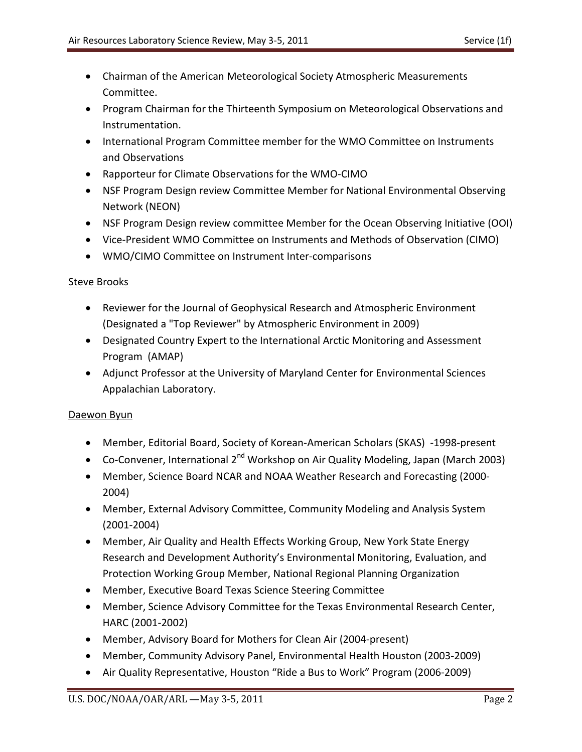- Chairman of the American Meteorological Society Atmospheric Measurements Committee.
- Program Chairman for the Thirteenth Symposium on Meteorological Observations and Instrumentation.
- International Program Committee member for the WMO Committee on Instruments and Observations
- Rapporteur for Climate Observations for the WMO-CIMO
- NSF Program Design review Committee Member for National Environmental Observing Network (NEON)
- NSF Program Design review committee Member for the Ocean Observing Initiative (OOI)
- Vice-President WMO Committee on Instruments and Methods of Observation (CIMO)
- WMO/CIMO Committee on Instrument Inter-comparisons

Steve Brooks

- Reviewer for the Journal of Geophysical Research and Atmospheric Environment (Designated a "Top Reviewer" by Atmospheric Environment in 2009)
- Designated Country Expert to the International Arctic Monitoring and Assessment Program (AMAP)
- Adjunct Professor at the University of Maryland Center for Environmental Sciences Appalachian Laboratory.

Daewon Byun

- Member, Editorial Board, Society of Korean-American Scholars (SKAS) -1998-present
- Co-Convener, International 2nd Workshop on Air Quality Modeling, Japan (March 2003)
- Member, Science Board NCAR and NOAA Weather Research and Forecasting (2000-2004)
- Member, External Advisory Committee, Community Modeling and Analysis System (2001-2004)
- Member, Air Quality and Health Effects Working Group, New York State Energy Research and Development Authority's Environmental Monitoring, Evaluation, and Protection Working Group Member, National Regional Planning Organization
- Member, Executive Board Texas Science Steering Committee
- Member, Science Advisory Committee for the Texas Environmental Research Center, HARC (2001-2002)
- Member, Advisory Board for Mothers for Clean Air (2004-present)
- Member, Community Advisory Panel, Environmental Health Houston (2003-2009)
- Air Quality Representative, Houston "Ride a Bus to Work" Program (2006-2009)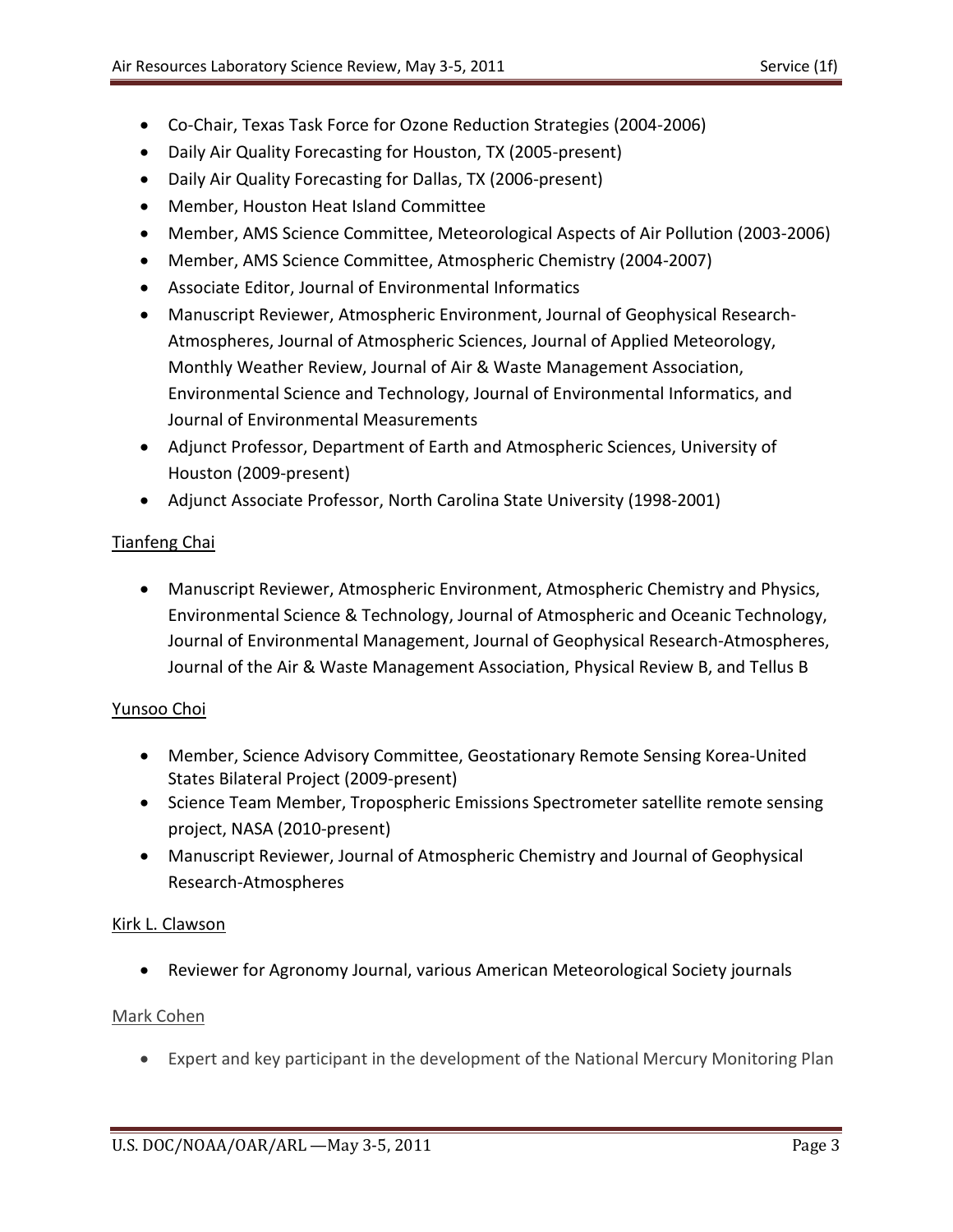- Co-Chair, Texas Task Force for Ozone Reduction Strategies (2004-2006)
- Daily Air Quality Forecasting for Houston, TX (2005-present)
- Daily Air Quality Forecasting for Dallas, TX (2006-present)
- Member, Houston Heat Island Committee
- Member, AMS Science Committee, Meteorological Aspects of Air Pollution (2003-2006)
- Member, AMS Science Committee, Atmospheric Chemistry (2004-2007)
- Associate Editor, Journal of Environmental Informatics
- Manuscript Reviewer, Atmospheric Environment, Journal of Geophysical Research-Atmospheres, Journal of Atmospheric Sciences, Journal of Applied Meteorology, Monthly Weather Review, Journal of Air & Waste Management Association, Environmental Science and Technology, Journal of Environmental Informatics, and Journal of Environmental Measurements
- Adjunct Professor, Department of Earth and Atmospheric Sciences, University of Houston (2009-present)
- Adjunct Associate Professor, North Carolina State University (1998-2001)

<u>Tianfeng Chai</u>

- Manuscript Reviewer, Atmospheric Environment, Atmospheric Chemistry and Physics, Environmental Science & Technology, Journal of Atmospheric and Oceanic Technology, Journal of Environmental Management, Journal of Geophysical Research-Atmospheres, Journal of the Air & Waste Management Association, Physical Review B, and Tellus B

<u>Yunsoo Choi</u>

- Member, Science Advisory Committee, Geostationary Remote Sensing Korea-United States Bilateral Project (2009-present)
- Science Team Member, Tropospheric Emissions Spectrometer satellite remote sensing project, NASA (2010-present)
- Manuscript Reviewer, Journal of Atmospheric Chemistry and Journal of Geophysical Research-Atmospheres

<u>Kirk L. Clawson</u>

- Reviewer for Agronomy Journal, various American Meteorological Society journals

<u>Mark Cohen</u>

- Expert and key participant in the development of the National Mercury Monitoring Plan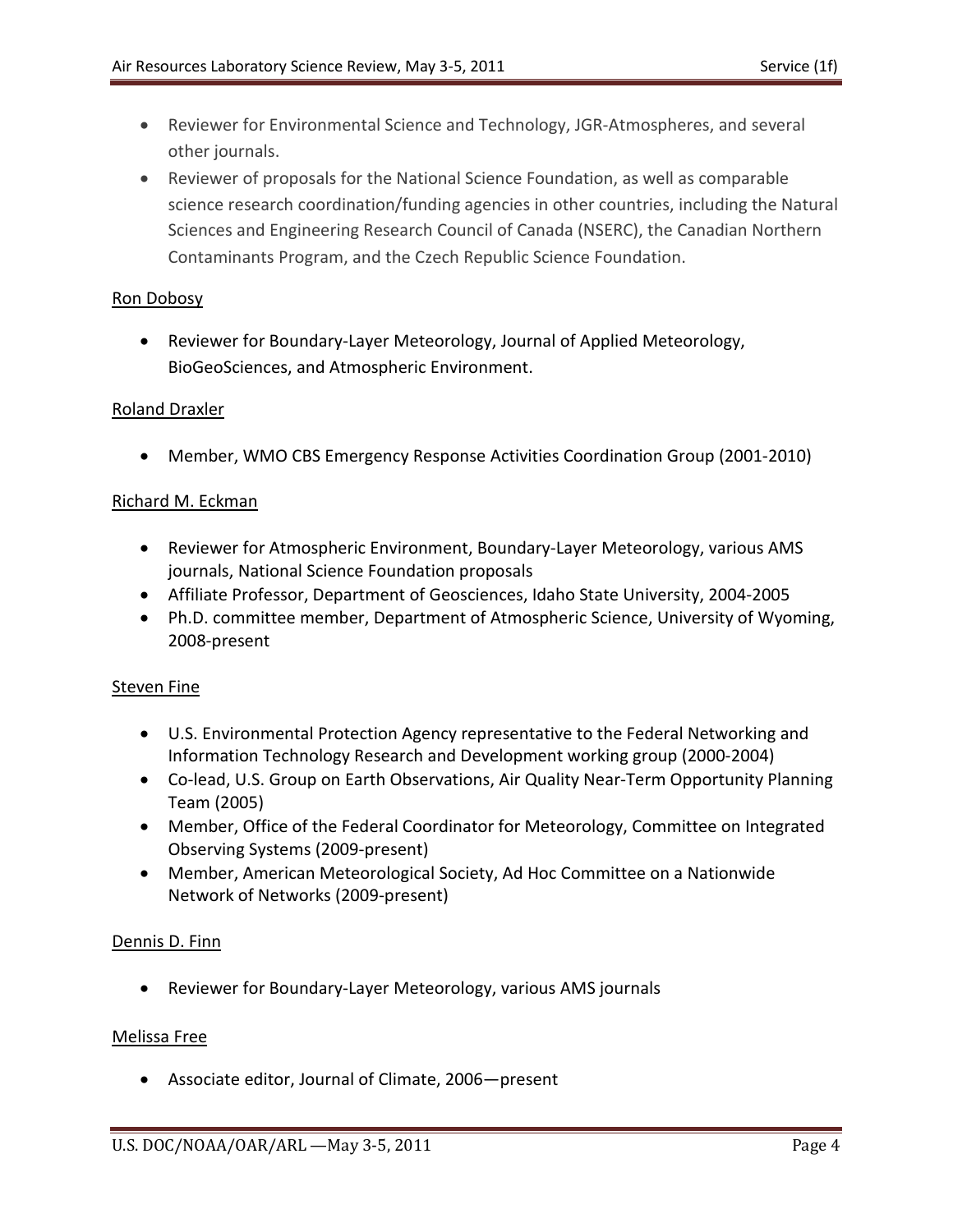- Reviewer for Environmental Science and Technology, JGR-Atmospheres, and several other journals.
- Reviewer of proposals for the National Science Foundation, as well as comparable science research coordination/funding agencies in other countries, including the Natural Sciences and Engineering Research Council of Canada (NSERC), the Canadian Northern Contaminants Program, and the Czech Republic Science Foundation.

Ron Dobosy

- Reviewer for Boundary-Layer Meteorology, Journal of Applied Meteorology, BioGeoSciences, and Atmospheric Environment.

Roland Draxler

- Member, WMO CBS Emergency Response Activities Coordination Group (2001-2010)

Richard M. Eckman

- Reviewer for Atmospheric Environment, Boundary-Layer Meteorology, various AMS journals, National Science Foundation proposals
- Affiliate Professor, Department of Geosciences, Idaho State University, 2004-2005
- Ph.D. committee member, Department of Atmospheric Science, University of Wyoming, 2008-present

Steven Fine

- U.S. Environmental Protection Agency representative to the Federal Networking and Information Technology Research and Development working group (2000-2004)
- Co-lead, U.S. Group on Earth Observations, Air Quality Near-Term Opportunity Planning Team (2005)
- Member, Office of the Federal Coordinator for Meteorology, Committee on Integrated Observing Systems (2009-present)
- Member, American Meteorological Society, Ad Hoc Committee on a Nationwide Network of Networks (2009-present)

Dennis D. Finn

- Reviewer for Boundary-Layer Meteorology, various AMS journals

Melissa Free

- Associate editor, Journal of Climate, 2006—present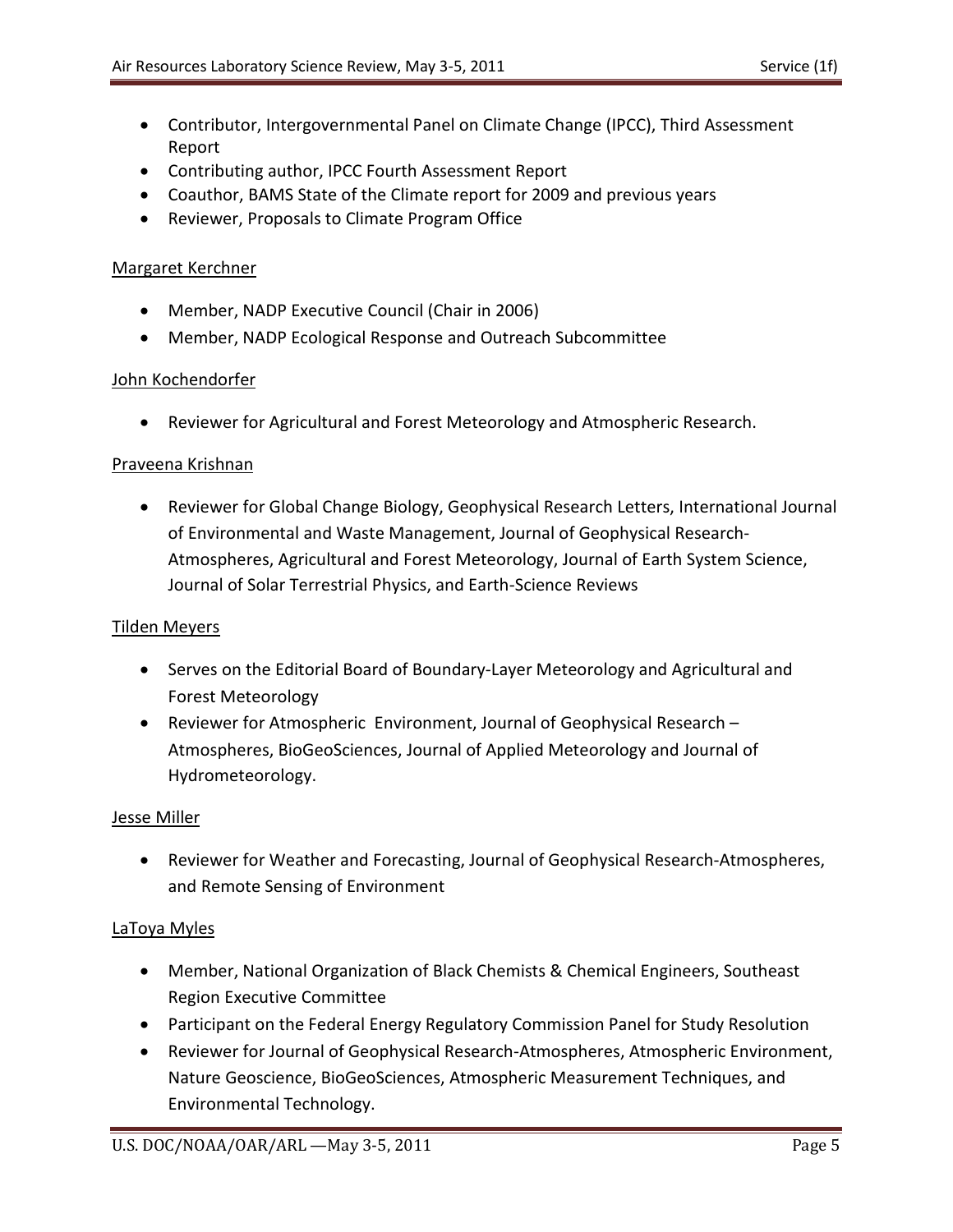- Contributor, Intergovernmental Panel on Climate Change (IPCC), Third Assessment Report
- Contributing author, IPCC Fourth Assessment Report
- Coauthor, BAMS State of the Climate report for 2009 and previous years
- Reviewer, Proposals to Climate Program Office

Margaret Kerchner

- Member, NADP Executive Council (Chair in 2006)
- Member, NADP Ecological Response and Outreach Subcommittee

John Kochendorfer

- Reviewer for Agricultural and Forest Meteorology and Atmospheric Research.

Praveena Krishnan

- Reviewer for Global Change Biology, Geophysical Research Letters, International Journal of Environmental and Waste Management, Journal of Geophysical Research-Atmospheres, Agricultural and Forest Meteorology, Journal of Earth System Science, Journal of Solar Terrestrial Physics, and Earth-Science Reviews

Tilden Meyers

- Serves on the Editorial Board of Boundary-Layer Meteorology and Agricultural and Forest Meteorology
- Reviewer for Atmospheric Environment, Journal of Geophysical Research – Atmospheres, BioGeoSciences, Journal of Applied Meteorology and Journal of Hydrometeorology.

Jesse Miller

- Reviewer for Weather and Forecasting, Journal of Geophysical Research-Atmospheres, and Remote Sensing of Environment

LaToya Myles

- Member, National Organization of Black Chemists & Chemical Engineers, Southeast Region Executive Committee
- Participant on the Federal Energy Regulatory Commission Panel for Study Resolution
- Reviewer for Journal of Geophysical Research-Atmospheres, Atmospheric Environment, Nature Geoscience, BioGeoSciences, Atmospheric Measurement Techniques, and Environmental Technology.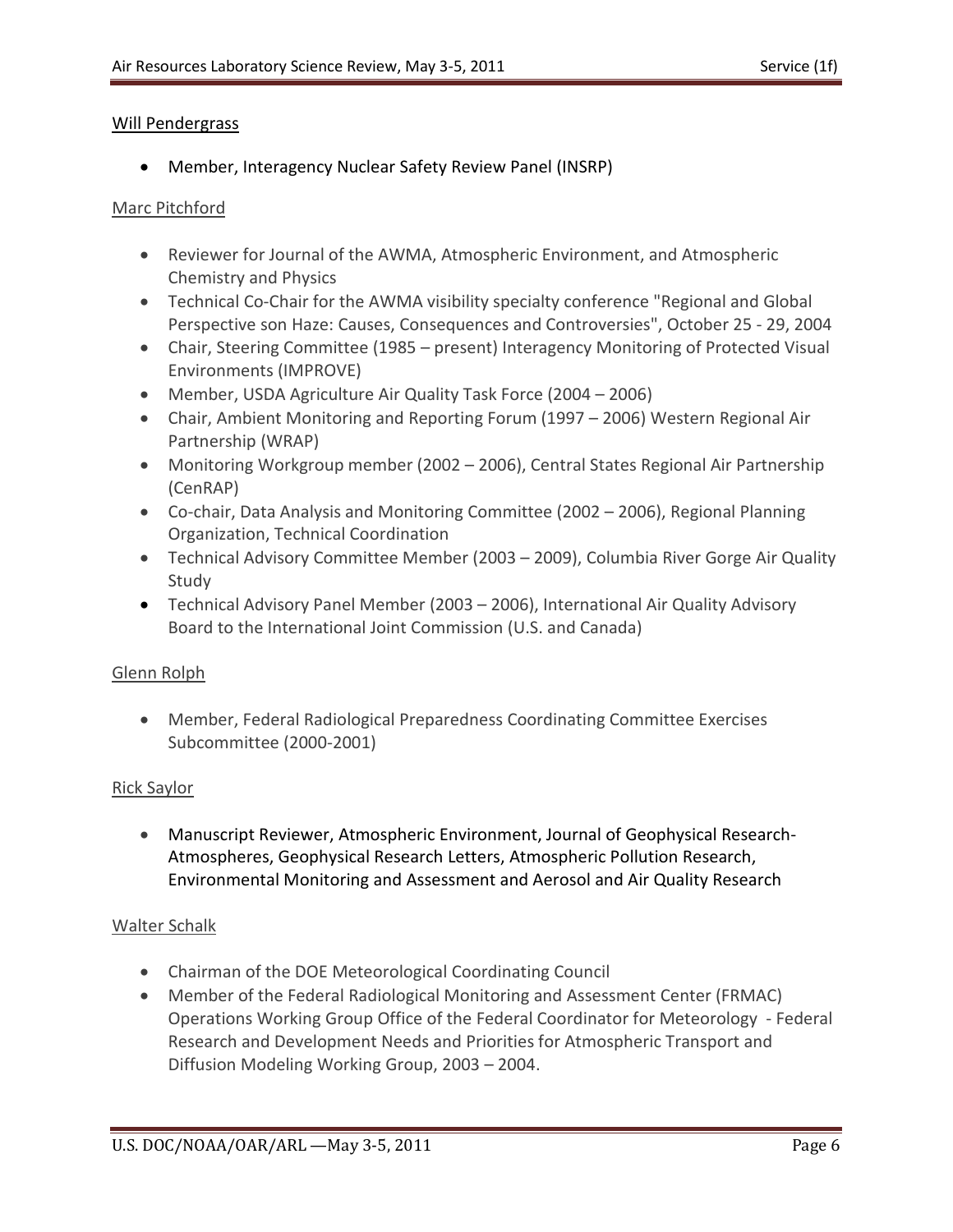Will Pendergrass

- Member, Interagency Nuclear Safety Review Panel (INSRP)

Marc Pitchford

- Reviewer for Journal of the AWMA, Atmospheric Environment, and Atmospheric Chemistry and Physics
- Technical Co-Chair for the AWMA visibility specialty conference "Regional and Global Perspective son Haze: Causes, Consequences and Controversies", October 25 - 29, 2004
- Chair, Steering Committee (1985 – present) Interagency Monitoring of Protected Visual Environments (IMPROVE)
- Member, USDA Agriculture Air Quality Task Force (2004 – 2006)
- Chair, Ambient Monitoring and Reporting Forum (1997 – 2006) Western Regional Air Partnership (WRAP)
- Monitoring Workgroup member (2002 – 2006), Central States Regional Air Partnership (CenRAP)
- Co-chair, Data Analysis and Monitoring Committee (2002 – 2006), Regional Planning Organization, Technical Coordination
- Technical Advisory Committee Member (2003 – 2009), Columbia River Gorge Air Quality Study
- Technical Advisory Panel Member (2003 – 2006), International Air Quality Advisory Board to the International Joint Commission (U.S. and Canada)

Glenn Rolph

- Member, Federal Radiological Preparedness Coordinating Committee Exercises Subcommittee (2000-2001)

Rick Saylor

- Manuscript Reviewer, Atmospheric Environment, Journal of Geophysical Research-Atmospheres, Geophysical Research Letters, Atmospheric Pollution Research, Environmental Monitoring and Assessment and Aerosol and Air Quality Research

Walter Schalk

- Chairman of the DOE Meteorological Coordinating Council
- Member of the Federal Radiological Monitoring and Assessment Center (FRMAC) Operations Working Group Office of the Federal Coordinator for Meteorology - Federal Research and Development Needs and Priorities for Atmospheric Transport and Diffusion Modeling Working Group, 2003 – 2004.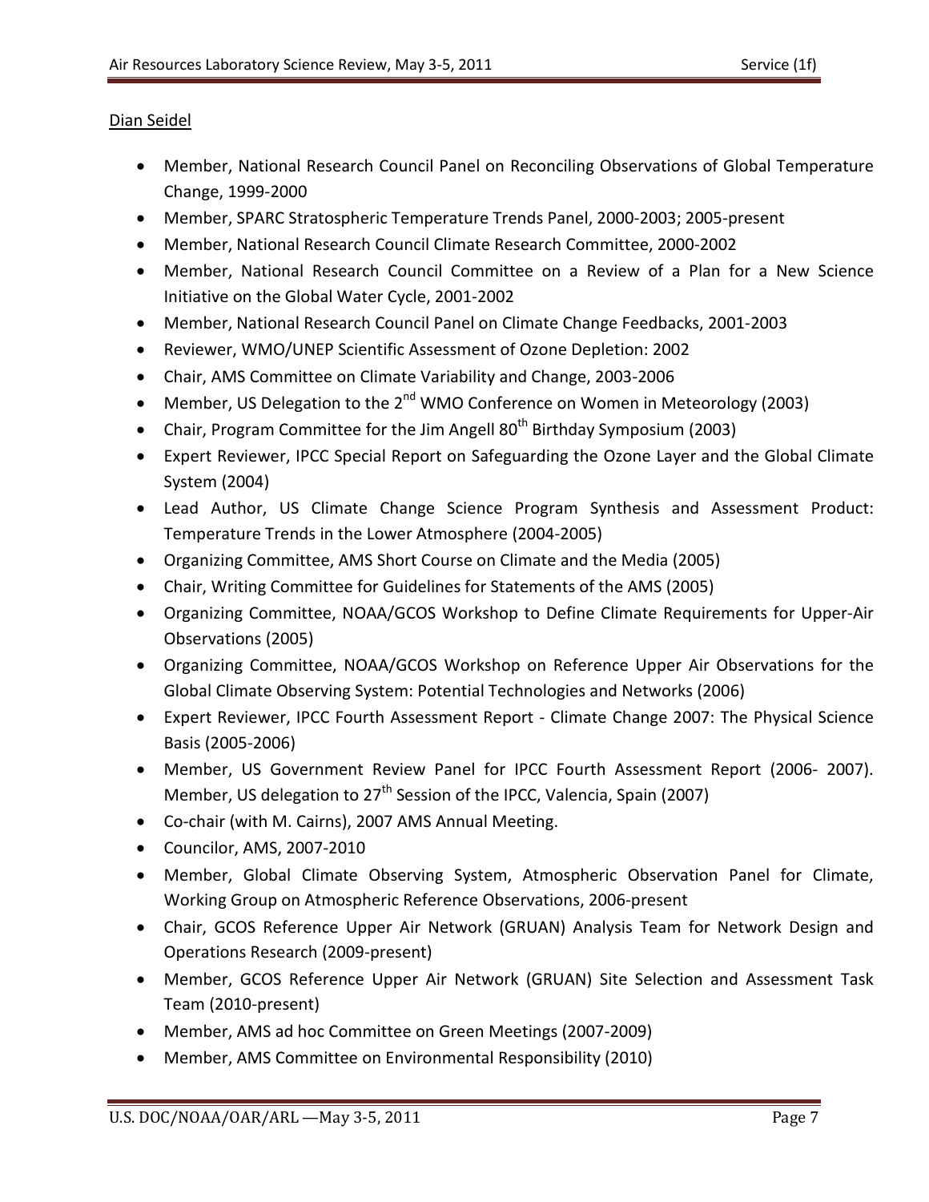Dian Seidel

- Member, National Research Council Panel on Reconciling Observations of Global Temperature Change, 1999-2000
- Member, SPARC Stratospheric Temperature Trends Panel, 2000-2003; 2005-present
- Member, National Research Council Climate Research Committee, 2000-2002
- Member, National Research Council Committee on a Review of a Plan for a New Science Initiative on the Global Water Cycle, 2001-2002
- Member, National Research Council Panel on Climate Change Feedbacks, 2001-2003
- Reviewer, WMO/UNEP Scientific Assessment of Ozone Depletion: 2002
- Chair, AMS Committee on Climate Variability and Change, 2003-2006
- Member, US Delegation to the 2nd WMO Conference on Women in Meteorology (2003)
- Chair, Program Committee for the Jim Angell 80th Birthday Symposium (2003)
- Expert Reviewer, IPCC Special Report on Safeguarding the Ozone Layer and the Global Climate System (2004)
- Lead Author, US Climate Change Science Program Synthesis and Assessment Product: Temperature Trends in the Lower Atmosphere (2004-2005)
- Organizing Committee, AMS Short Course on Climate and the Media (2005)
- Chair, Writing Committee for Guidelines for Statements of the AMS (2005)
- Organizing Committee, NOAA/GCOS Workshop to Define Climate Requirements for Upper-Air Observations (2005)
- Organizing Committee, NOAA/GCOS Workshop on Reference Upper Air Observations for the Global Climate Observing System: Potential Technologies and Networks (2006)
- Expert Reviewer, IPCC Fourth Assessment Report - Climate Change 2007: The Physical Science Basis (2005-2006)
- Member, US Government Review Panel for IPCC Fourth Assessment Report (2006- 2007). Member, US delegation to 27th Session of the IPCC, Valencia, Spain (2007)
- Co-chair (with M. Cairns), 2007 AMS Annual Meeting.
- Councilor, AMS, 2007-2010
- Member, Global Climate Observing System, Atmospheric Observation Panel for Climate, Working Group on Atmospheric Reference Observations, 2006-present
- Chair, GCOS Reference Upper Air Network (GRUAN) Analysis Team for Network Design and Operations Research (2009-present)
- Member, GCOS Reference Upper Air Network (GRUAN) Site Selection and Assessment Task Team (2010-present)
- Member, AMS ad hoc Committee on Green Meetings (2007-2009)
- Member, AMS Committee on Environmental Responsibility (2010)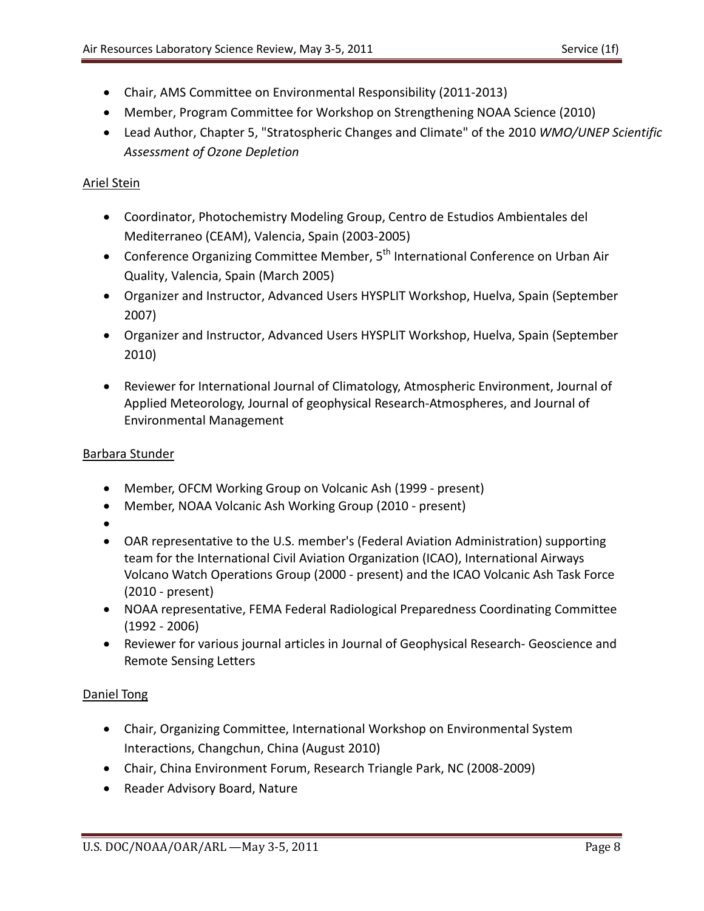- Chair, AMS Committee on Environmental Responsibility (2011-2013)
- Member, Program Committee for Workshop on Strengthening NOAA Science (2010)
- Lead Author, Chapter 5, "Stratospheric Changes and Climate" of the 2010 *WMO/UNEP Scientific Assessment of Ozone Depletion*

Ariel Stein

- Coordinator, Photochemistry Modeling Group, Centro de Estudios Ambientales del Mediterraneo (CEAM), Valencia, Spain (2003-2005)
- Conference Organizing Committee Member, 5th International Conference on Urban Air Quality, Valencia, Spain (March 2005)
- Organizer and Instructor, Advanced Users HYSPLIT Workshop, Huelva, Spain (September 2007)
- Organizer and Instructor, Advanced Users HYSPLIT Workshop, Huelva, Spain (September 2010)
- Reviewer for International Journal of Climatology, Atmospheric Environment, Journal of Applied Meteorology, Journal of geophysical Research-Atmospheres, and Journal of Environmental Management

Barbara Stunder

- Member, OFCM Working Group on Volcanic Ash (1999 - present)
- Member, NOAA Volcanic Ash Working Group (2010 - present)
- 
- OAR representative to the U.S. member's (Federal Aviation Administration) supporting team for the International Civil Aviation Organization (ICAO), International Airways Volcano Watch Operations Group (2000 - present) and the ICAO Volcanic Ash Task Force (2010 - present)
- NOAA representative, FEMA Federal Radiological Preparedness Coordinating Committee (1992 - 2006)
- Reviewer for various journal articles in Journal of Geophysical Research- Geoscience and Remote Sensing Letters

Daniel Tong

- Chair, Organizing Committee, International Workshop on Environmental System Interactions, Changchun, China (August 2010)
- Chair, China Environment Forum, Research Triangle Park, NC (2008-2009)
- Reader Advisory Board, Nature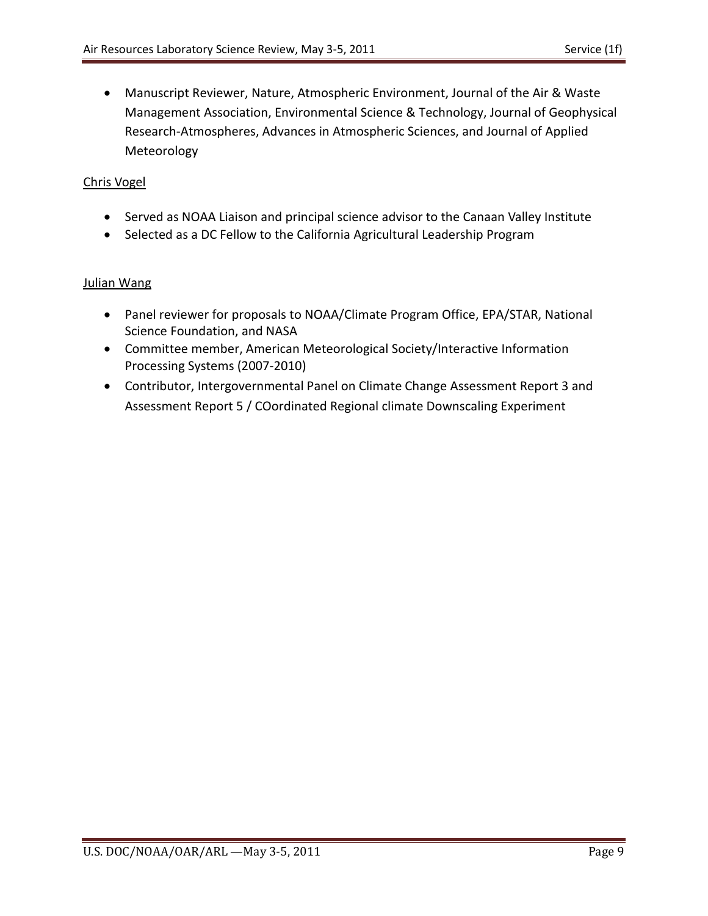- Manuscript Reviewer, Nature, Atmospheric Environment, Journal of the Air & Waste Management Association, Environmental Science & Technology, Journal of Geophysical Research-Atmospheres, Advances in Atmospheric Sciences, and Journal of Applied Meteorology

Chris Vogel

- Served as NOAA Liaison and principal science advisor to the Canaan Valley Institute
- Selected as a DC Fellow to the California Agricultural Leadership Program

Julian Wang

- Panel reviewer for proposals to NOAA/Climate Program Office, EPA/STAR, National Science Foundation, and NASA
- Committee member, American Meteorological Society/Interactive Information Processing Systems (2007-2010)
- Contributor, Intergovernmental Panel on Climate Change Assessment Report 3 and Assessment Report 5 / COordinated Regional climate Downscaling Experiment